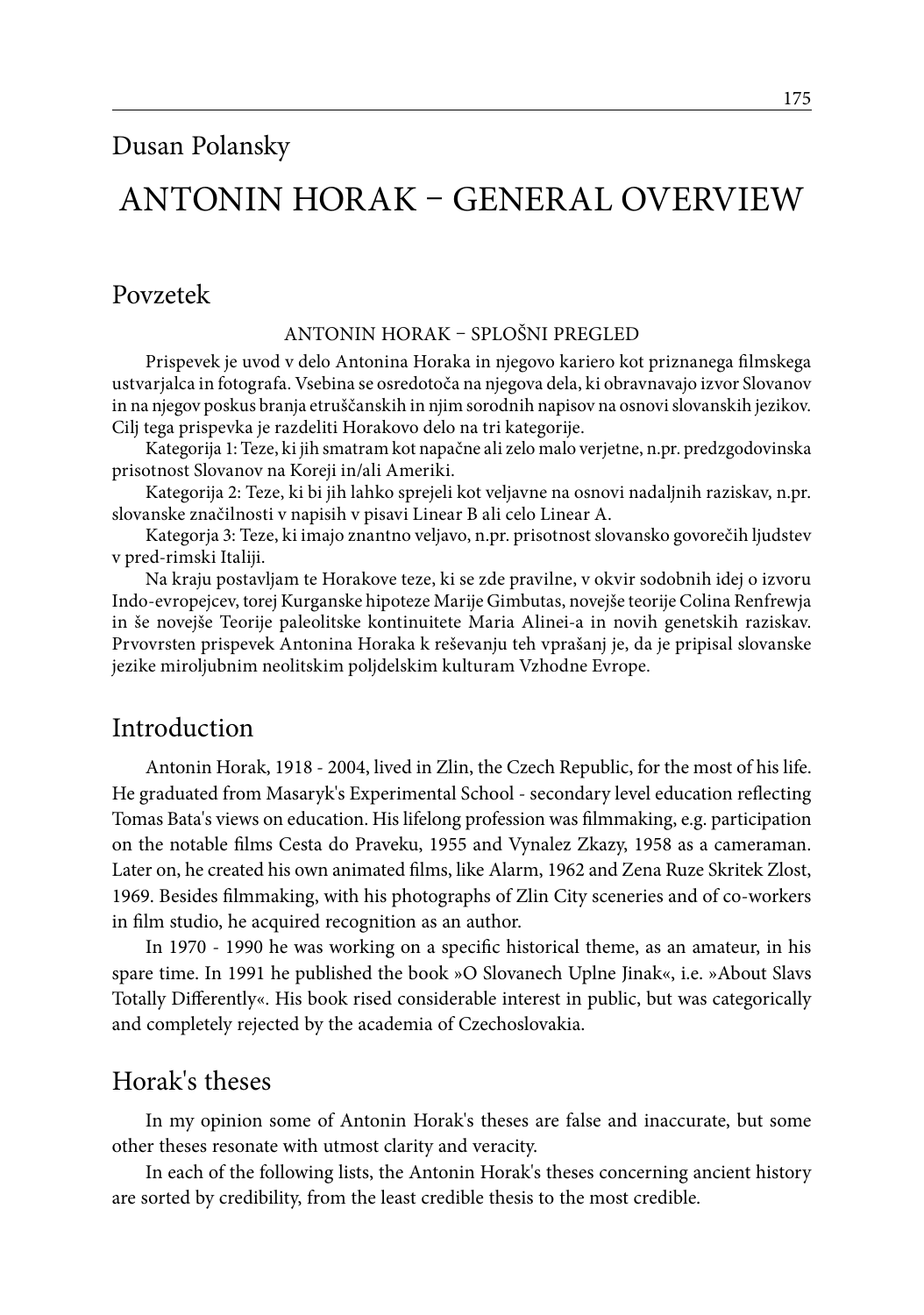Dusan Polansky

# ANTONIN HORAK – GENERAL OVERVIEW

## Povzetek

ANTONIN HORAK – SPLOŠNI PREGLED

Prispevek je uvod v delo Antonina Horaka in njegovo kariero kot priznanega filmskega ustvarjalca in fotografa. Vsebina se osredotoča na njegova dela, ki obravnavajo izvor Slovanov in na njegov poskus branja etruščanskih in njim sorodnih napisov na osnovi slovanskih jezikov. Cilj tega prispevka je razdeliti Horakovo delo na tri kategorije.

Kategorija 1: Teze, ki jih smatram kot napačne ali zelo malo verjetne, n.pr. predzgodovinska prisotnost Slovanov na Koreji in/ali Ameriki.

Kategorija 2: Teze, ki bi jih lahko sprejeli kot veljavne na osnovi nadaljnih raziskav, n.pr. slovanske značilnosti v napisih v pisavi Linear B ali celo Linear A.

Kategorja 3: Teze, ki imajo znantno veljavo, n.pr. prisotnost slovansko govorečih ljudstev v pred-rimski Italiji.

Na kraju postavljam te Horakove teze, ki se zde pravilne, v okvir sodobnih idej o izvoru Indo-evropejcev, torej Kurganske hipoteze Marije Gimbutas, novejše teorije Colina Renfrewja in še novejše Teorije paleolitske kontinuitete Maria Alinei-a in novih genetskih raziskav. Prvovrsten prispevek Antonina Horaka k reševanju teh vprašanj je, da je pripisal slovanske jezike miroljubnim neolitskim poljdelskim kulturam Vzhodne Evrope.

## Introduction

Antonin Horak, 1918 - 2004, lived in Zlin, the Czech Republic, for the most of his life. He graduated from Masaryk's Experimental School - secondary level education reflecting Tomas Bata's views on education. His lifelong profession was filmmaking, e.g. participation on the notable films Cesta do Praveku, 1955 and Vynalez Zkazy, 1958 as a cameraman. Later on, he created his own animated films, like Alarm, 1962 and Zena Ruze Skritek Zlost, 1969. Besides filmmaking, with his photographs of Zlin City sceneries and of co-workers in film studio, he acquired recognition as an author.

In 1970 - 1990 he was working on a specific historical theme, as an amateur, in his spare time. In 1991 he published the book »O Slovanech Uplne Jinak«, i.e. »About Slavs Totally Differently«. His book rised considerable interest in public, but was categorically and completely rejected by the academia of Czechoslovakia.

## Horak's theses

In my opinion some of Antonin Horak's theses are false and inaccurate, but some other theses resonate with utmost clarity and veracity.

In each of the following lists, the Antonin Horak's theses concerning ancient history are sorted by credibility, from the least credible thesis to the most credible.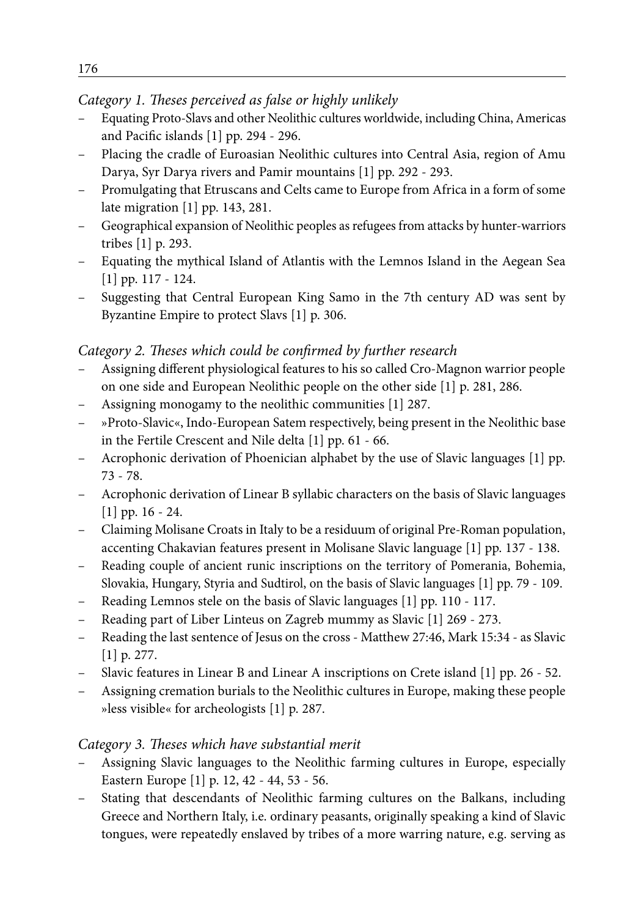*Category 1. Theses perceived as false or highly unlikely*

- Equating Proto-Slavs and other Neolithic cultures worldwide, including China, Americas and Pacific islands [1] pp. 294 - 296.
- Placing the cradle of Euroasian Neolithic cultures into Central Asia, region of Amu Darya, Syr Darya rivers and Pamir mountains [1] pp. 292 - 293.
- Promulgating that Etruscans and Celts came to Europe from Africa in a form of some late migration [1] pp. 143, 281.
- Geographical expansion of Neolithic peoples as refugees from attacks by hunter-warriors tribes [1] p. 293.
- Equating the mythical Island of Atlantis with the Lemnos Island in the Aegean Sea [1] pp. 117 - 124.
- Suggesting that Central European King Samo in the 7th century AD was sent by Byzantine Empire to protect Slavs [1] p. 306.

*Category 2. Theses which could be confirmed by further research*

- Assigning different physiological features to his so called Cro-Magnon warrior people on one side and European Neolithic people on the other side [1] p. 281, 286.
- Assigning monogamy to the neolithic communities [1] 287.
- »Proto-Slavic«, Indo-European Satem respectively, being present in the Neolithic base in the Fertile Crescent and Nile delta [1] pp. 61 - 66.
- Acrophonic derivation of Phoenician alphabet by the use of Slavic languages [1] pp. 73 - 78.
- Acrophonic derivation of Linear B syllabic characters on the basis of Slavic languages [1] pp. 16 - 24.
- Claiming Molisane Croats in Italy to be a residuum of original Pre-Roman population, accenting Chakavian features present in Molisane Slavic language [1] pp. 137 - 138.
- Reading couple of ancient runic inscriptions on the territory of Pomerania, Bohemia, Slovakia, Hungary, Styria and Sudtirol, on the basis of Slavic languages [1] pp. 79 - 109.
- Reading Lemnos stele on the basis of Slavic languages [1] pp. 110 - 117.
- Reading part of Liber Linteus on Zagreb mummy as Slavic [1] 269 - 273.
- Reading the last sentence of Jesus on the cross - Matthew 27:46, Mark 15:34 - as Slavic [1] p. 277.
- Slavic features in Linear B and Linear A inscriptions on Crete island [1] pp. 26 - 52.
- Assigning cremation burials to the Neolithic cultures in Europe, making these people »less visible« for archeologists [1] p. 287.

*Category 3. Theses which have substantial merit*

- Assigning Slavic languages to the Neolithic farming cultures in Europe, especially Eastern Europe [1] p. 12, 42 - 44, 53 - 56.
- Stating that descendants of Neolithic farming cultures on the Balkans, including Greece and Northern Italy, i.e. ordinary peasants, originally speaking a kind of Slavic tongues, were repeatedly enslaved by tribes of a more warring nature, e.g. serving as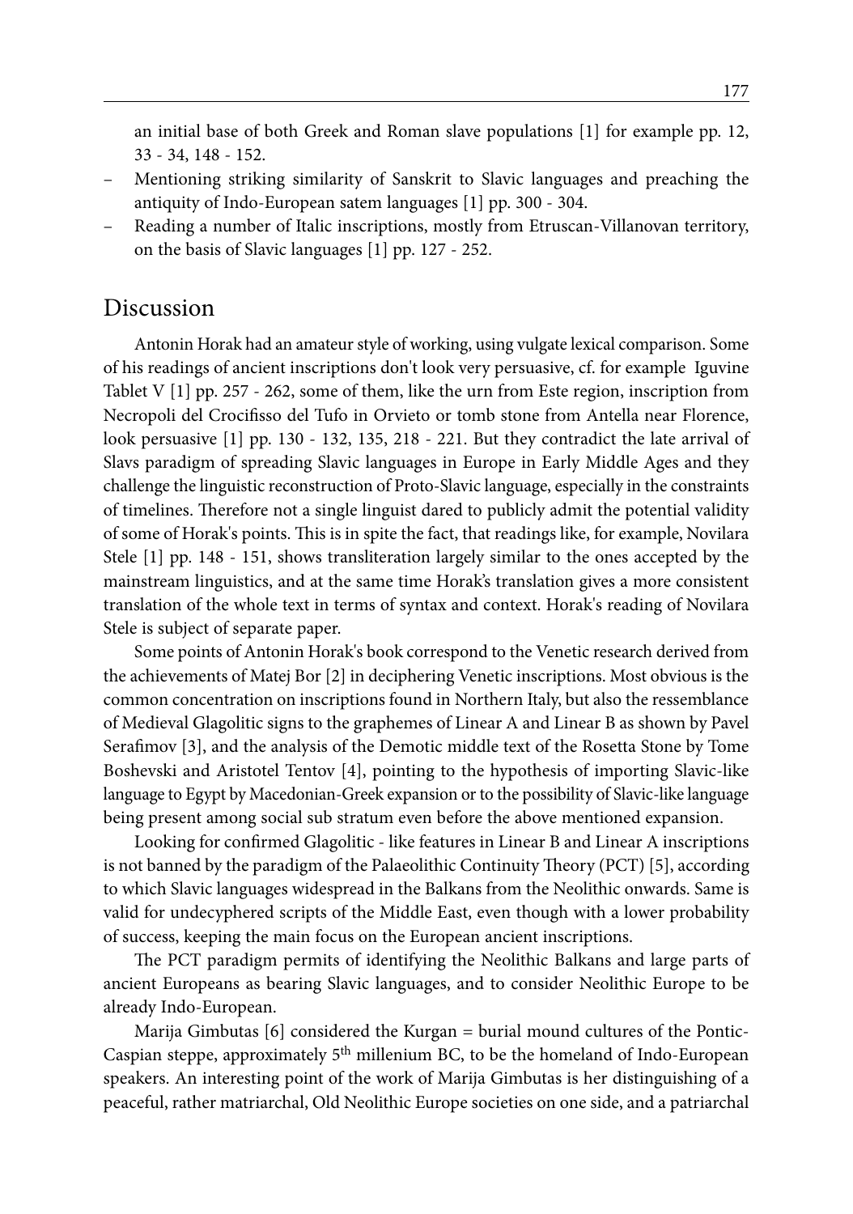an initial base of both Greek and Roman slave populations [1] for example pp. 12, 33 - 34, 148 - 152.

- Mentioning striking similarity of Sanskrit to Slavic languages and preaching the antiquity of Indo-European satem languages [1] pp. 300 - 304.
- Reading a number of Italic inscriptions, mostly from Etruscan-Villanovan territory, on the basis of Slavic languages [1] pp. 127 - 252.

## Discussion

Antonin Horak had an amateur style of working, using vulgate lexical comparison. Some of his readings of ancient inscriptions don't look very persuasive, cf. for example Iguvine Tablet V [1] pp. 257 - 262, some of them, like the urn from Este region, inscription from Necropoli del Crocifisso del Tufo in Orvieto or tomb stone from Antella near Florence, look persuasive [1] pp. 130 - 132, 135, 218 - 221. But they contradict the late arrival of Slavs paradigm of spreading Slavic languages in Europe in Early Middle Ages and they challenge the linguistic reconstruction of Proto-Slavic language, especially in the constraints of timelines. Therefore not a single linguist dared to publicly admit the potential validity of some of Horak's points. This is in spite the fact, that readings like, for example, Novilara Stele [1] pp. 148 - 151, shows transliteration largely similar to the ones accepted by the mainstream linguistics, and at the same time Horak's translation gives a more consistent translation of the whole text in terms of syntax and context. Horak's reading of Novilara Stele is subject of separate paper.

Some points of Antonin Horak's book correspond to the Venetic research derived from the achievements of Matej Bor [2] in deciphering Venetic inscriptions. Most obvious is the common concentration on inscriptions found in Northern Italy, but also the ressemblance of Medieval Glagolitic signs to the graphemes of Linear A and Linear B as shown by Pavel Serafimov [3], and the analysis of the Demotic middle text of the Rosetta Stone by Tome Boshevski and Aristotel Tentov [4], pointing to the hypothesis of importing Slavic-like language to Egypt by Macedonian-Greek expansion or to the possibility of Slavic-like language being present among social sub stratum even before the above mentioned expansion.

Looking for confirmed Glagolitic - like features in Linear B and Linear A inscriptions is not banned by the paradigm of the Palaeolithic Continuity Theory (PCT) [5], according to which Slavic languages widespread in the Balkans from the Neolithic onwards. Same is valid for undecyphered scripts of the Middle East, even though with a lower probability of success, keeping the main focus on the European ancient inscriptions.

The PCT paradigm permits of identifying the Neolithic Balkans and large parts of ancient Europeans as bearing Slavic languages, and to consider Neolithic Europe to be already Indo-European.

Marija Gimbutas [6] considered the Kurgan = burial mound cultures of the Pontic-Caspian steppe, approximately 5th millenium BC, to be the homeland of Indo-European speakers. An interesting point of the work of Marija Gimbutas is her distinguishing of a peaceful, rather matriarchal, Old Neolithic Europe societies on one side, and a patriarchal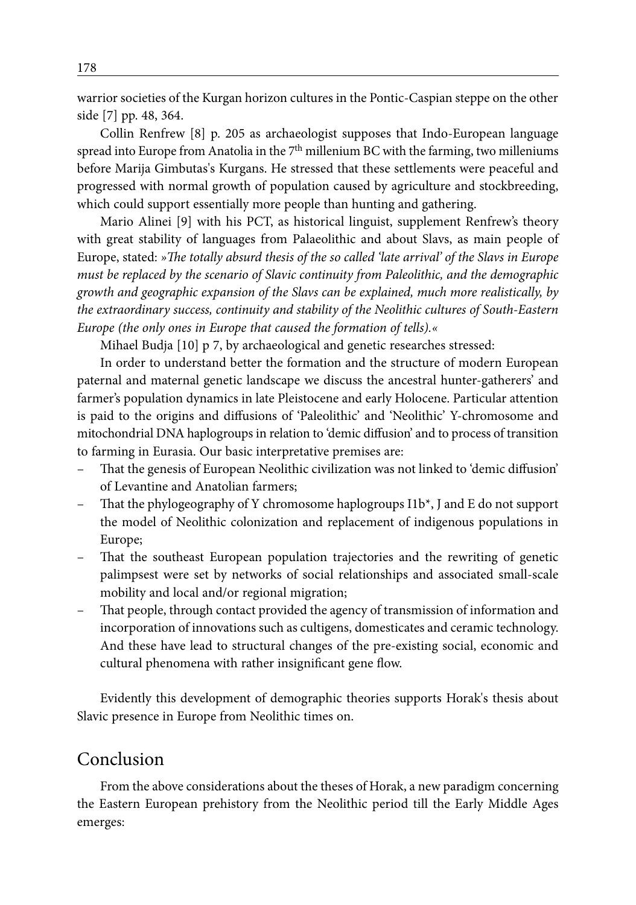warrior societies of the Kurgan horizon cultures in the Pontic-Caspian steppe on the other side [7] pp. 48, 364.

Collin Renfrew [8] p. 205 as archaeologist supposes that Indo-European language spread into Europe from Anatolia in the 7th millenium BC with the farming, two milleniums before Marija Gimbutas's Kurgans. He stressed that these settlements were peaceful and progressed with normal growth of population caused by agriculture and stockbreeding, which could support essentially more people than hunting and gathering.

Mario Alinei [9] with his PCT, as historical linguist, supplement Renfrew's theory with great stability of languages from Palaeolithic and about Slavs, as main people of Europe, stated: *»The totally absurd thesis of the so called 'late arrival' of the Slavs in Europe must be replaced by the scenario of Slavic continuity from Paleolithic, and the demographic growth and geographic expansion of the Slavs can be explained, much more realistically, by the extraordinary success, continuity and stability of the Neolithic cultures of South-Eastern Europe (the only ones in Europe that caused the formation of tells).«*

Mihael Budja [10] p 7, by archaeological and genetic researches stressed:

In order to understand better the formation and the structure of modern European paternal and maternal genetic landscape we discuss the ancestral hunter-gatherers' and farmer's population dynamics in late Pleistocene and early Holocene. Particular attention is paid to the origins and diffusions of 'Paleolithic' and 'Neolithic' Y-chromosome and mitochondrial DNA haplogroups in relation to 'demic diffusion' and to process of transition to farming in Eurasia. Our basic interpretative premises are:

- That the genesis of European Neolithic civilization was not linked to 'demic diffusion' of Levantine and Anatolian farmers;
- That the phylogeography of Y chromosome haplogroups I1b*, J and E do not support the model of Neolithic colonization and replacement of indigenous populations in Europe;
- That the southeast European population trajectories and the rewriting of genetic palimpsest were set by networks of social relationships and associated small-scale mobility and local and/or regional migration;
- That people, through contact provided the agency of transmission of information and incorporation of innovations such as cultigens, domesticates and ceramic technology. And these have lead to structural changes of the pre-existing social, economic and cultural phenomena with rather insignificant gene flow.

Evidently this development of demographic theories supports Horak's thesis about Slavic presence in Europe from Neolithic times on.

## Conclusion

From the above considerations about the theses of Horak, a new paradigm concerning the Eastern European prehistory from the Neolithic period till the Early Middle Ages emerges: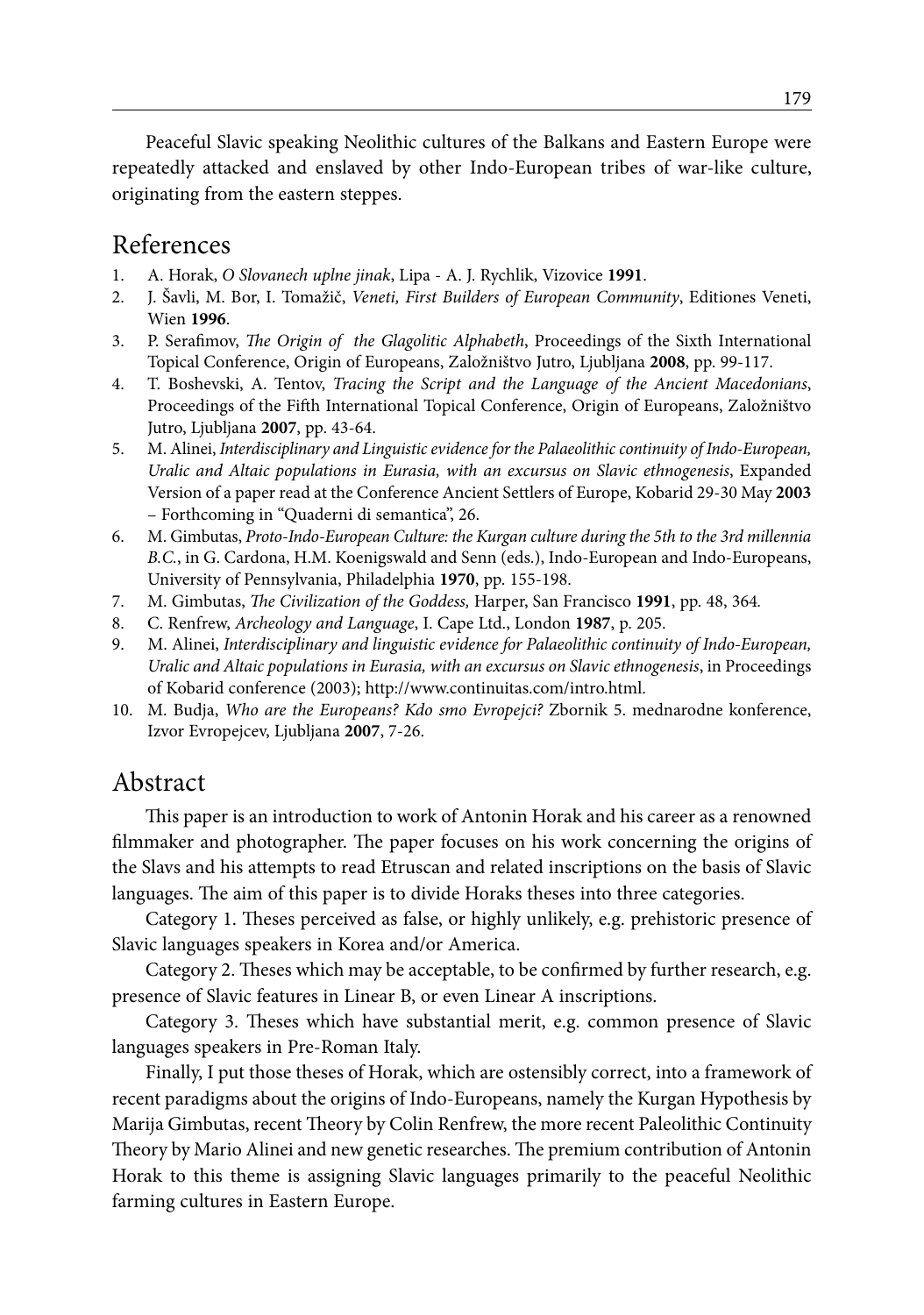Peaceful Slavic speaking Neolithic cultures of the Balkans and Eastern Europe were repeatedly attacked and enslaved by other Indo-European tribes of war-like culture, originating from the eastern steppes.

## References

1. A. Horak, *O Slovanech uplne jinak*, Lipa - A. J. Rychlik, Vizovice **1991**.
2. J. Šavli, M. Bor, I. Tomažič, *Veneti, First Builders of European Community*, Editiones Veneti, Wien **1996**.
3. P. Serafimov, *The Origin of the Glagolitic Alphabeth*, Proceedings of the Sixth International Topical Conference, Origin of Europeans, Založništvo Jutro, Ljubljana **2008**, pp. 99-117.
4. T. Boshevski, A. Tentov, *Tracing the Script and the Language of the Ancient Macedonians*, Proceedings of the Fifth International Topical Conference, Origin of Europeans, Založništvo Jutro, Ljubljana **2007**, pp. 43-64.
5. M. Alinei, *Interdisciplinary and Linguistic evidence for the Palaeolithic continuity of Indo-European, Uralic and Altaic populations in Eurasia, with an excursus on Slavic ethnogenesis*, Expanded Version of a paper read at the Conference Ancient Settlers of Europe, Kobarid 29-30 May **2003** – Forthcoming in "Quaderni di semantica", 26.
6. M. Gimbutas, *Proto-Indo-European Culture: the Kurgan culture during the 5th to the 3rd millennia B.C.*, in G. Cardona, H.M. Koenigswald and Senn (eds.), Indo-European and Indo-Europeans, University of Pennsylvania, Philadelphia **1970**, pp. 155-198.
7. M. Gimbutas, *The Civilization of the Goddess,* Harper, San Francisco **1991**, pp. 48, 364.
8. C. Renfrew, *Archeology and Language*, I. Cape Ltd., London **1987**, p. 205.
9. M. Alinei, *Interdisciplinary and linguistic evidence for Palaeolithic continuity of Indo-European, Uralic and Altaic populations in Eurasia, with an excursus on Slavic ethnogenesis*, in Proceedings of Kobarid conference (2003); http://www.continuitas.com/intro.html.
10. M. Budja, *Who are the Europeans? Kdo smo Evropejci?* Zbornik 5. mednarodne konference, Izvor Evropejcev, Ljubljana **2007**, 7-26.

## Abstract

This paper is an introduction to work of Antonin Horak and his career as a renowned filmmaker and photographer. The paper focuses on his work concerning the origins of the Slavs and his attempts to read Etruscan and related inscriptions on the basis of Slavic languages. The aim of this paper is to divide Horaks theses into three categories.

Category 1. Theses perceived as false, or highly unlikely, e.g. prehistoric presence of Slavic languages speakers in Korea and/or America.

Category 2. Theses which may be acceptable, to be confirmed by further research, e.g. presence of Slavic features in Linear B, or even Linear A inscriptions.

Category 3. Theses which have substantial merit, e.g. common presence of Slavic languages speakers in Pre-Roman Italy.

Finally, I put those theses of Horak, which are ostensibly correct, into a framework of recent paradigms about the origins of Indo-Europeans, namely the Kurgan Hypothesis by Marija Gimbutas, recent Theory by Colin Renfrew, the more recent Paleolithic Continuity Theory by Mario Alinei and new genetic researches. The premium contribution of Antonin Horak to this theme is assigning Slavic languages primarily to the peaceful Neolithic farming cultures in Eastern Europe.